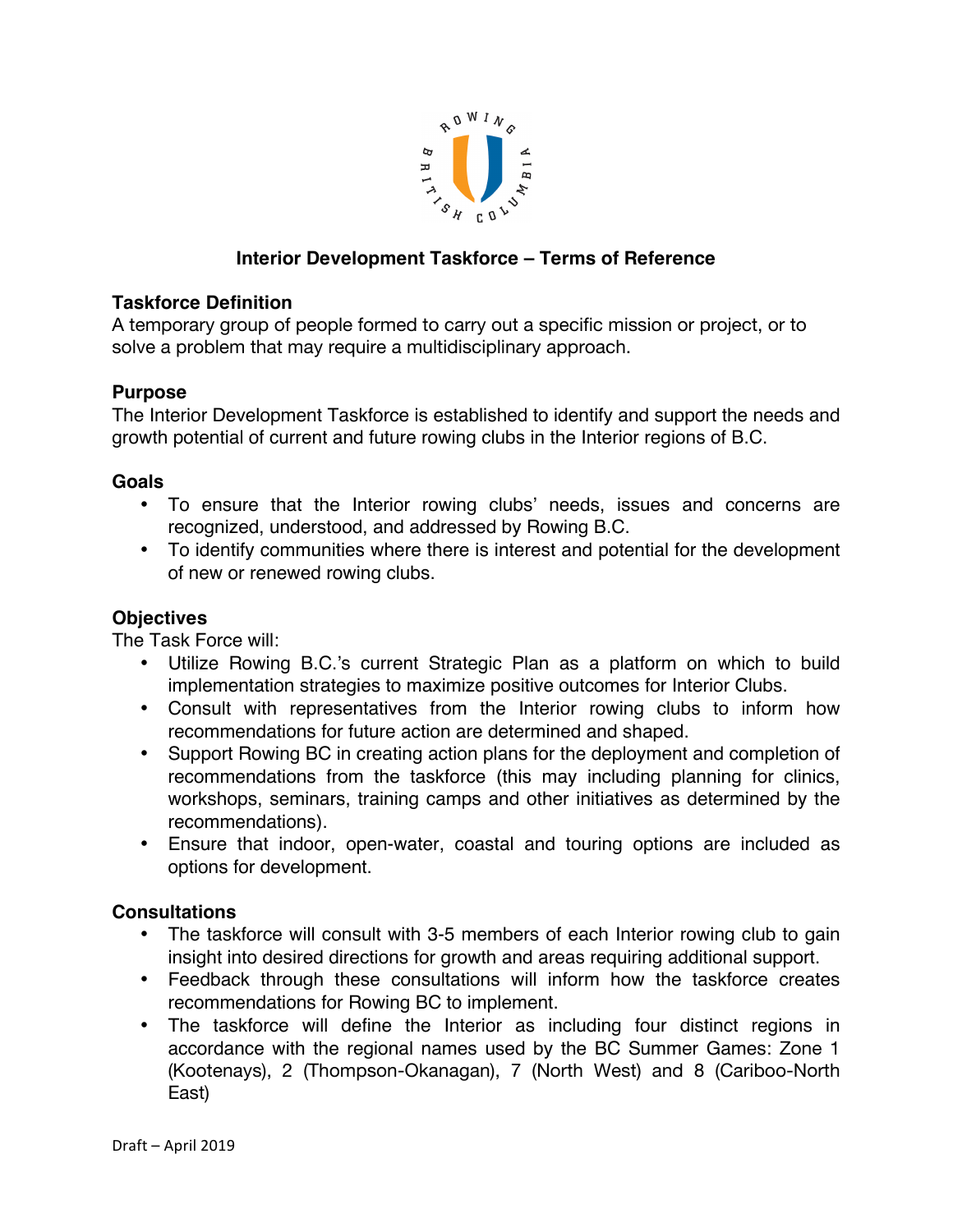# Interior Development Taskforce – Terms of Reference

## Taskforce Definition

A temporary group of people formed to carry out a specific mission or project, or to solve a problem that may require a multidisciplinary approach.

## Purpose

The Interior Development Taskforce is established to identify and support the needs and growth potential of current and future rowing clubs in the Interior regions of B.C.

## Goals

- To ensure that the Interior rowing clubs' needs, issues and concerns are recognized, understood, and addressed by Rowing B.C.
- To identify communities where there is interest and potential for the development of new or renewed rowing clubs.

## Objectives

The Task Force will:

- Utilize Rowing B.C.'s current Strategic Plan as a platform on which to build implementation strategies to maximize positive outcomes for Interior Clubs.
- Consult with representatives from the Interior rowing clubs to inform how recommendations for future action are determined and shaped.
- Support Rowing BC in creating action plans for the deployment and completion of recommendations from the taskforce (this may including planning for clinics, workshops, seminars, training camps and other initiatives as determined by the recommendations).
- Ensure that indoor, open-water, coastal and touring options are included as options for development.

## Consultations

- The taskforce will consult with 3-5 members of each Interior rowing club to gain insight into desired directions for growth and areas requiring additional support.
- Feedback through these consultations will inform how the taskforce creates recommendations for Rowing BC to implement.
- The taskforce will define the Interior as including four distinct regions in accordance with the regional names used by the BC Summer Games: Zone 1 (Kootenays), 2 (Thompson-Okanagan), 7 (North West) and 8 (Cariboo-North East)

Draft – April 2019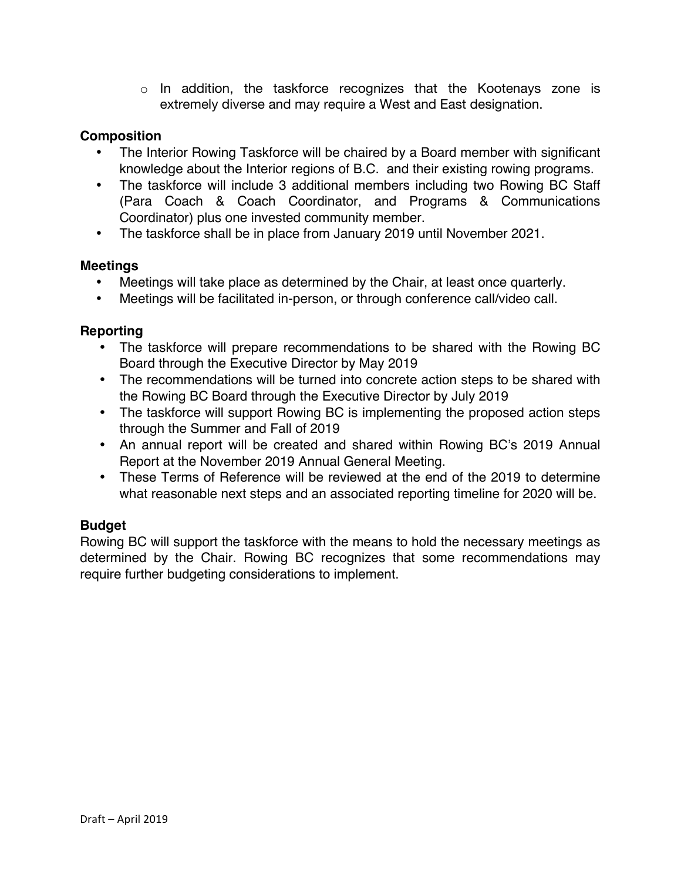- In addition, the taskforce recognizes that the Kootenays zone is extremely diverse and may require a West and East designation.

**Composition**

- The Interior Rowing Taskforce will be chaired by a Board member with significant knowledge about the Interior regions of B.C. and their existing rowing programs.
- The taskforce will include 3 additional members including two Rowing BC Staff (Para Coach & Coach Coordinator, and Programs & Communications Coordinator) plus one invested community member.
- The taskforce shall be in place from January 2019 until November 2021.

**Meetings**

- Meetings will take place as determined by the Chair, at least once quarterly.
- Meetings will be facilitated in-person, or through conference call/video call.

**Reporting**

- The taskforce will prepare recommendations to be shared with the Rowing BC Board through the Executive Director by May 2019
- The recommendations will be turned into concrete action steps to be shared with the Rowing BC Board through the Executive Director by July 2019
- The taskforce will support Rowing BC is implementing the proposed action steps through the Summer and Fall of 2019
- An annual report will be created and shared within Rowing BC's 2019 Annual Report at the November 2019 Annual General Meeting.
- These Terms of Reference will be reviewed at the end of the 2019 to determine what reasonable next steps and an associated reporting timeline for 2020 will be.

**Budget**

Rowing BC will support the taskforce with the means to hold the necessary meetings as determined by the Chair. Rowing BC recognizes that some recommendations may require further budgeting considerations to implement.

Draft – April 2019